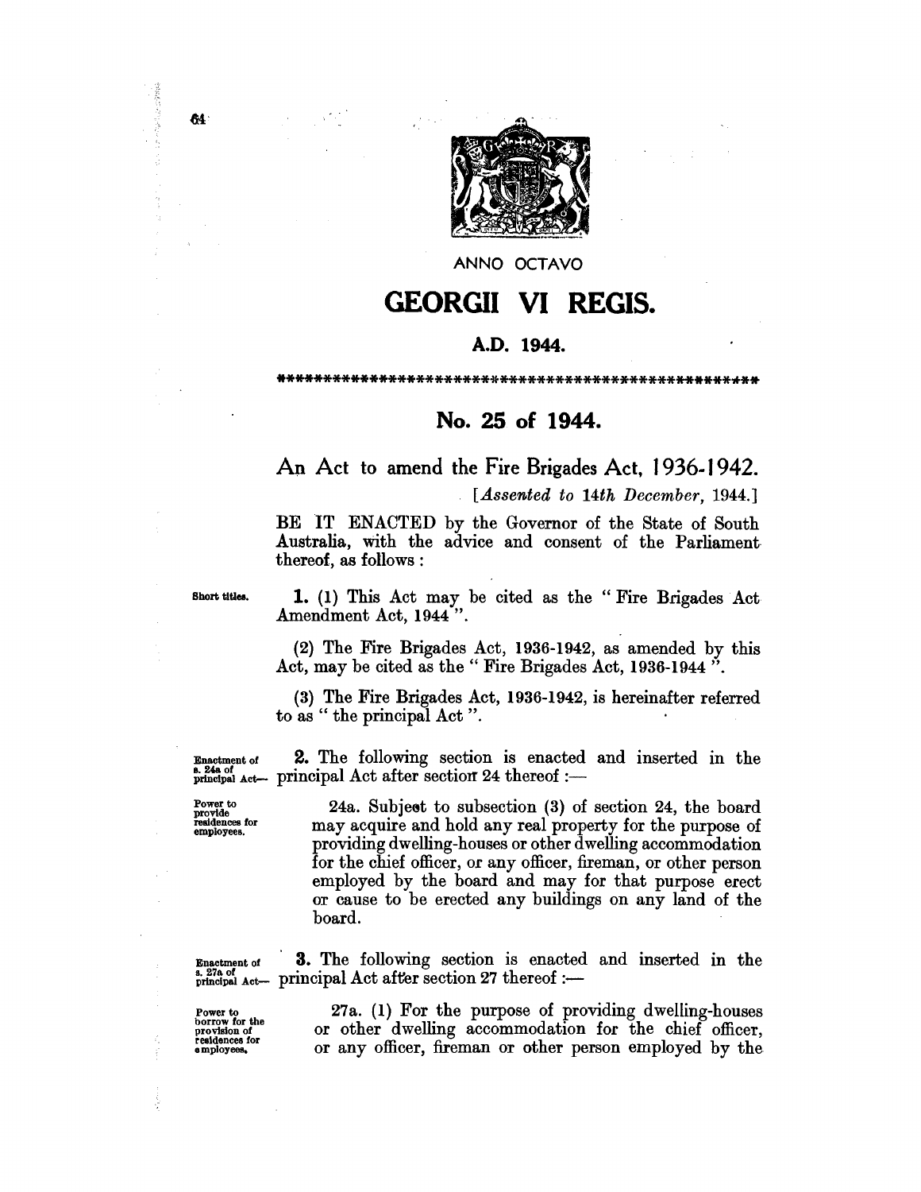ANNO OCTAVO

# GEORGII VI REGIS.

## A.D. 1944.

## No. 25 of 1944.

### An Act to amend the Fire Brigades Act, 1936-1942.

[*Assented to 14th December, 1944.*]

BE IT ENACTED by the Governor of the State of South Australia, with the advice and consent of the Parliament thereof, as follows :

Short titles.

**1.** (1) This Act may be cited as the "Fire Brigades Act Amendment Act, 1944".

(2) The Fire Brigades Act, 1936-1942, as amended by this Act, may be cited as the "Fire Brigades Act, 1936-1944".

(3) The Fire Brigades Act, 1936-1942, is hereinafter referred to as "the principal Act".

Enactment of s. 24a of principal Act—

**2.** The following section is enacted and inserted in the principal Act after section 24 thereof :—

Power to provide residences for employees.

24a. Subject to subsection (3) of section 24, the board may acquire and hold any real property for the purpose of providing dwelling-houses or other dwelling accommodation for the chief officer, or any officer, fireman, or other person employed by the board and may for that purpose erect or cause to be erected any buildings on any land of the board.

Enactment of s. 27a of principal Act—

**3.** The following section is enacted and inserted in the principal Act after section 27 thereof :—

Power to borrow for the provision of residences for employees.

27a. (1) For the purpose of providing dwelling-houses or other dwelling accommodation for the chief officer, or any officer, fireman or other person employed by the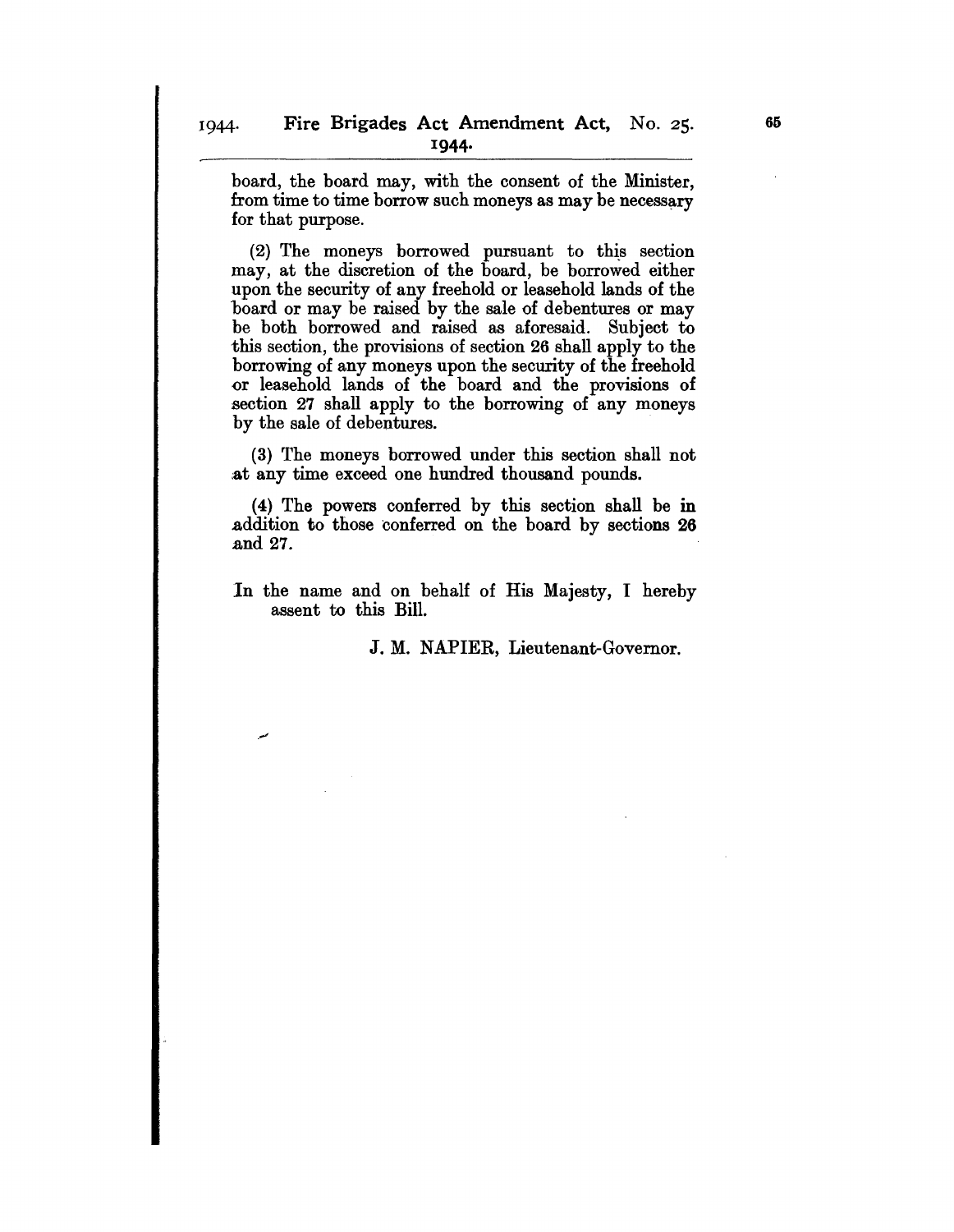board, the board may, with the consent of the Minister, from time to time borrow such moneys as may be necessary for that purpose.

(2) The moneys borrowed pursuant to this section may, at the discretion of the board, be borrowed either upon the security of any freehold or leasehold lands of the board or may be raised by the sale of debentures or may be both borrowed and raised as aforesaid. Subject to this section, the provisions of section 26 shall apply to the borrowing of any moneys upon the security of the freehold or leasehold lands of the board and the provisions of section 27 shall apply to the borrowing of any moneys by the sale of debentures.

(3) The moneys borrowed under this section shall not at any time exceed one hundred thousand pounds.

(4) The powers conferred by this section shall be in addition to those conferred on the board by sections 26 and 27.

In the name and on behalf of His Majesty, I hereby assent to this Bill.

J. M. NAPIER, Lieutenant-Governor.